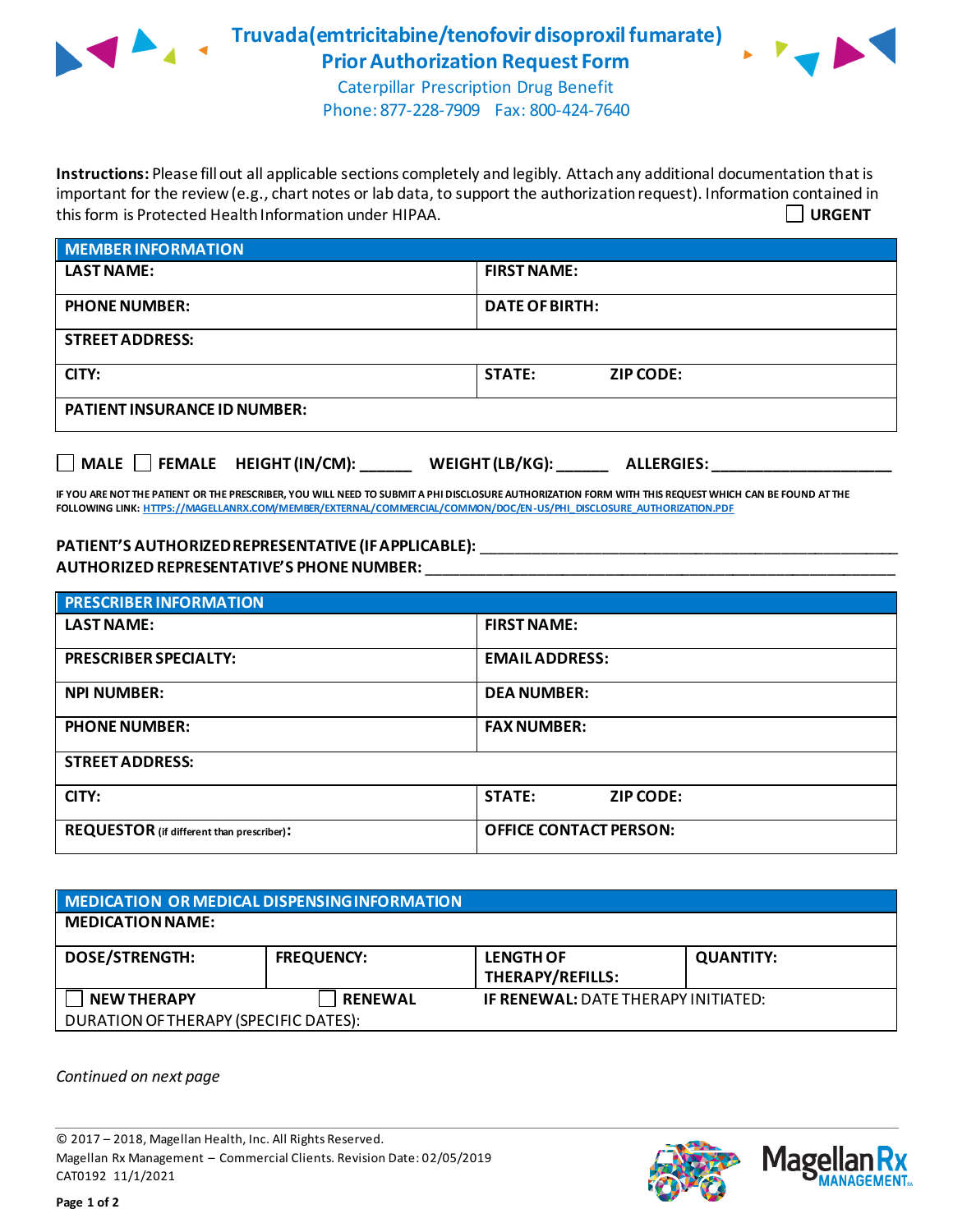# Truvada(emtricitabine/tenofovir disoproxil fumarate) Prior Authorization Request Form

Caterpillar Prescription Drug Benefit
Phone: 877-228-7909 Fax: 800-424-7640

**Instructions:** Please fill out all applicable sections completely and legibly. Attach any additional documentation that is important for the review (e.g., chart notes or lab data, to support the authorization request). Information contained in this form is Protected Health Information under HIPAA.

☐ **URGENT**

| MEMBER INFORMATION | |
|---|---|
| LAST NAME: | FIRST NAME: |
| PHONE NUMBER: | DATE OF BIRTH: |
| STREET ADDRESS: | |
| CITY: | STATE: ZIP CODE: |
| PATIENT INSURANCE ID NUMBER: | |

☐ MALE ☐ FEMALE HEIGHT (IN/CM): ______ WEIGHT (LB/KG): ______ ALLERGIES: ____________________

IF YOU ARE NOT THE PATIENT OR THE PRESCRIBER, YOU WILL NEED TO SUBMIT A PHI DISCLOSURE AUTHORIZATION FORM WITH THIS REQUEST WHICH CAN BE FOUND AT THE FOLLOWING LINK: HTTPS://MAGELLANRX.COM/MEMBER/EXTERNAL/COMMERCIAL/COMMON/DOC/EN-US/PHI_DISCLOSURE_AUTHORIZATION.PDF

**PATIENT'S AUTHORIZED REPRESENTATIVE (IF APPLICABLE):** ________________________________________________

**AUTHORIZED REPRESENTATIVE'S PHONE NUMBER:** ________________________________________________

| PRESCRIBER INFORMATION | |
|---|---|
| LAST NAME: | FIRST NAME: |
| PRESCRIBER SPECIALTY: | EMAIL ADDRESS: |
| NPI NUMBER: | DEA NUMBER: |
| PHONE NUMBER: | FAX NUMBER: |
| STREET ADDRESS: | |
| CITY: | STATE: ZIP CODE: |
| REQUESTOR (if different than prescriber): | OFFICE CONTACT PERSON: |

| MEDICATION OR MEDICAL DISPENSING INFORMATION | | | |
|---|---|---|---|
| MEDICATION NAME: | | | |
| DOSE/STRENGTH: | FREQUENCY: | LENGTH OF THERAPY/REFILLS: | QUANTITY: |
| ☐ NEW THERAPY | ☐ RENEWAL | IF RENEWAL: DATE THERAPY INITIATED: | |
| DURATION OF THERAPY (SPECIFIC DATES): | | | |

*Continued on next page*

© 2017 – 2018, Magellan Health, Inc. All Rights Reserved.
Magellan Rx Management – Commercial Clients. Revision Date: 02/05/2019
CAT0192 11/1/2021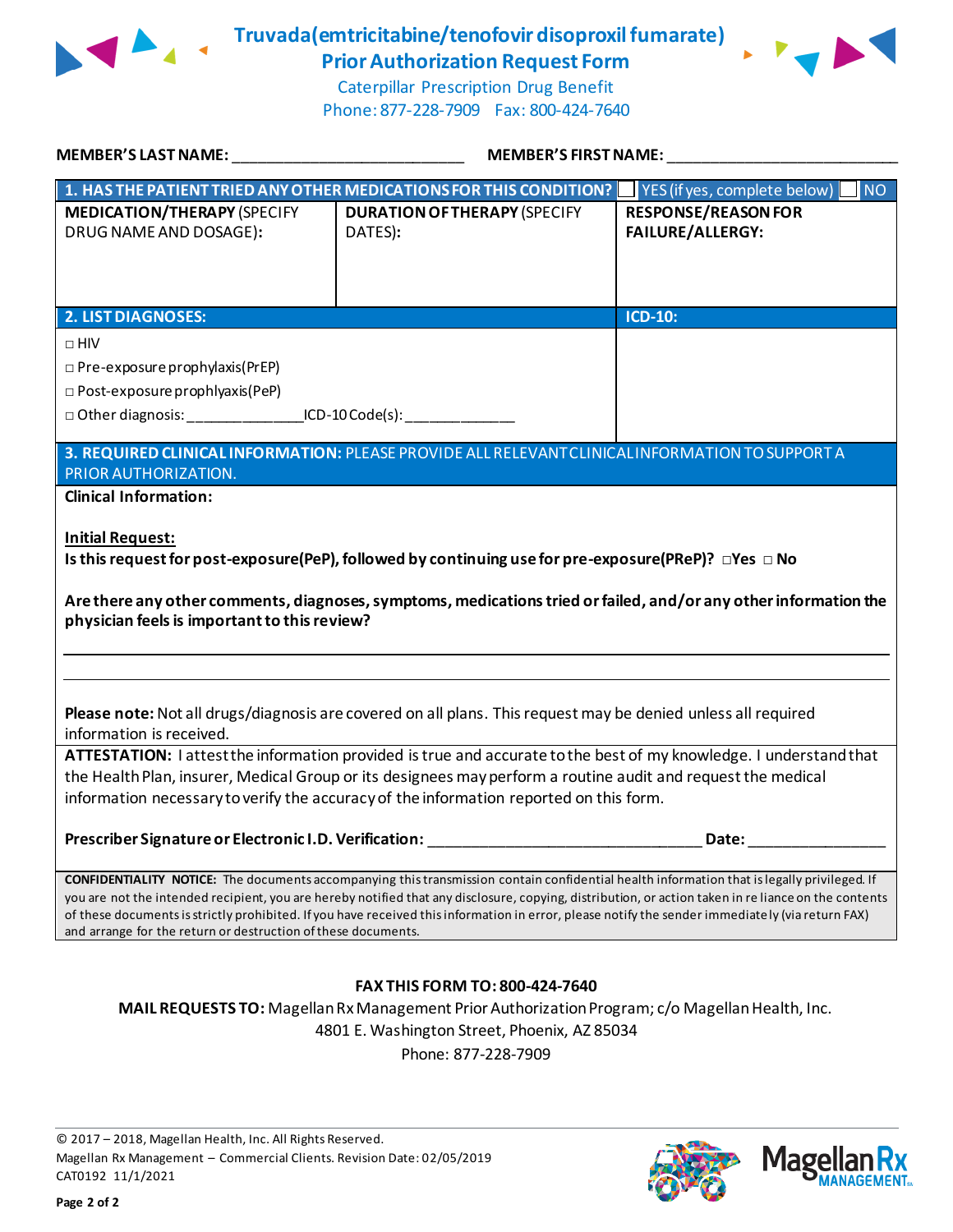# Truvada(emtricitabine/tenofovir disoproxil fumarate) Prior Authorization Request Form

Caterpillar Prescription Drug Benefit
Phone: 877-228-7909 Fax: 800-424-7640

**MEMBER'S LAST NAME:** ___________________________ **MEMBER'S FIRST NAME:** ___________________________

| **1. HAS THE PATIENT TRIED ANY OTHER MEDICATIONS FOR THIS CONDITION?** | | ☐ YES (if yes, complete below) ☐ NO |
|---|---|---|
| **MEDICATION/THERAPY** (SPECIFY DRUG NAME AND DOSAGE): | **DURATION OF THERAPY** (SPECIFY DATES): | **RESPONSE/REASON FOR FAILURE/ALLERGY:** |
| | | |

| **2. LIST DIAGNOSES:** | **ICD-10:** |
|---|---|
| □ HIV<br>□ Pre-exposure prophylaxis(PrEP)<br>□ Post-exposure prophlyaxis(PeP)<br>□ Other diagnosis: ______________ICD-10 Code(s): _____________ | |

**3. REQUIRED CLINICAL INFORMATION:** PLEASE PROVIDE ALL RELEVANT CLINICAL INFORMATION TO SUPPORT A PRIOR AUTHORIZATION.

**Clinical Information:**

**Initial Request:**

**Is this request for post-exposure(PeP), followed by continuing use for pre-exposure(PReP)?** □Yes □ No

**Are there any other comments, diagnoses, symptoms, medications tried or failed, and/or any other information the physician feels is important to this review?**

_______________________________________________________________________________

_______________________________________________________________________________

**Please note:** Not all drugs/diagnosis are covered on all plans. This request may be denied unless all required information is received.

**ATTESTATION:** I attest the information provided is true and accurate to the best of my knowledge. I understand that the Health Plan, insurer, Medical Group or its designees may perform a routine audit and request the medical information necessary to verify the accuracy of the information reported on this form.

**Prescriber Signature or Electronic I.D. Verification:** ________________________________ **Date:** ________________

**CONFIDENTIALITY NOTICE:** The documents accompanying this transmission contain confidential health information that is legally privileged. If you are not the intended recipient, you are hereby notified that any disclosure, copying, distribution, or action taken in reliance on the contents of these documents is strictly prohibited. If you have received this information in error, please notify the sender immediately (via return FAX) and arrange for the return or destruction of these documents.

**FAX THIS FORM TO: 800-424-7640**

**MAIL REQUESTS TO:** Magellan Rx Management Prior Authorization Program; c/o Magellan Health, Inc.
4801 E. Washington Street, Phoenix, AZ 85034
Phone: 877-228-7909

© 2017 – 2018, Magellan Health, Inc. All Rights Reserved.
Magellan Rx Management – Commercial Clients. Revision Date: 02/05/2019
CAT0192 11/1/2021